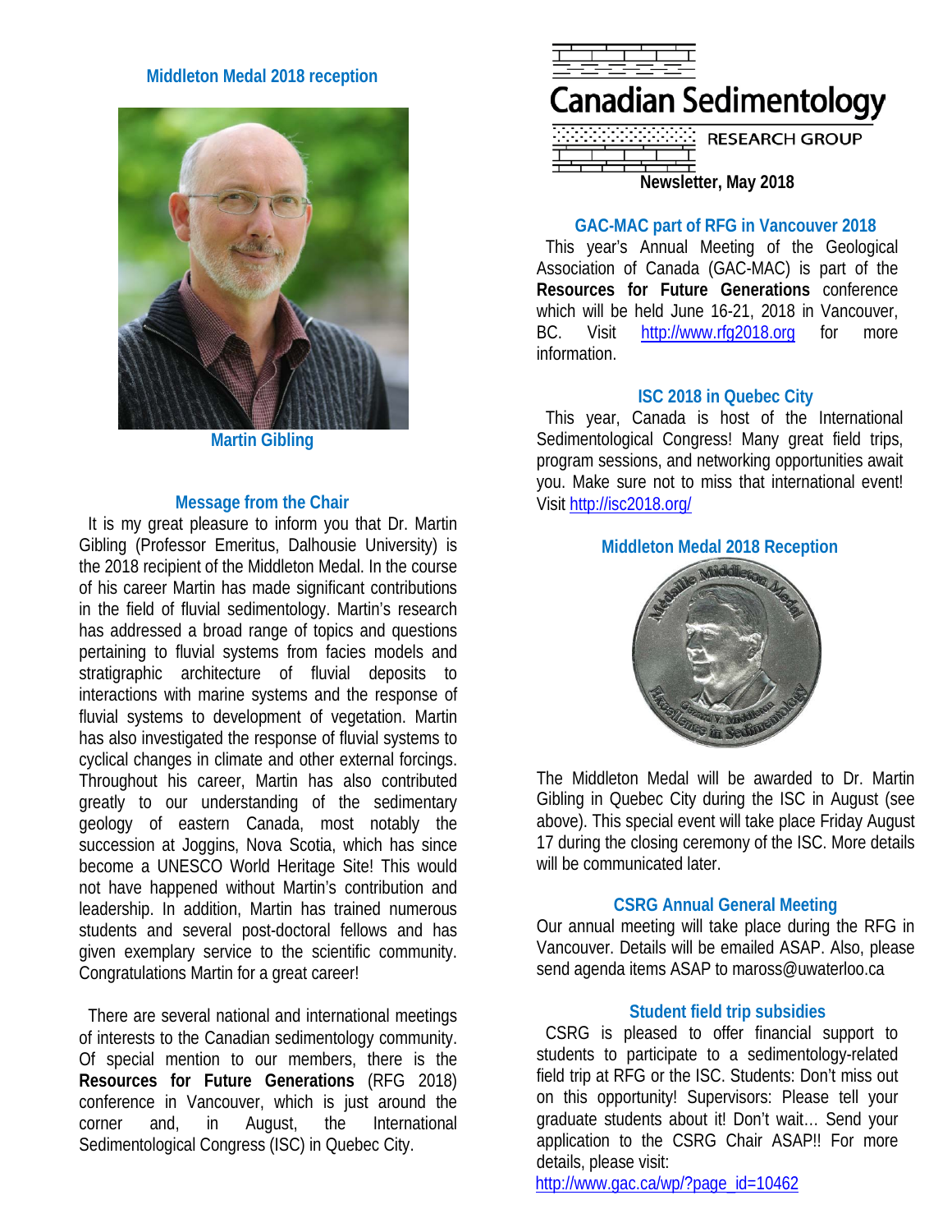# Canadian Sedimentology

RESEARCH GROUP

**Newsletter, May 2018**

## Middleton Medal 2018 reception

Martin Gibling

## Message from the Chair

It is my great pleasure to inform you that Dr. Martin Gibling (Professor Emeritus, Dalhousie University) is the 2018 recipient of the Middleton Medal. In the course of his career Martin has made significant contributions in the field of fluvial sedimentology. Martin's research has addressed a broad range of topics and questions pertaining to fluvial systems from facies models and stratigraphic architecture of fluvial deposits to interactions with marine systems and the response of fluvial systems to development of vegetation. Martin has also investigated the response of fluvial systems to cyclical changes in climate and other external forcings. Throughout his career, Martin has also contributed greatly to our understanding of the sedimentary geology of eastern Canada, most notably the succession at Joggins, Nova Scotia, which has since become a UNESCO World Heritage Site! This would not have happened without Martin's contribution and leadership. In addition, Martin has trained numerous students and several post-doctoral fellows and has given exemplary service to the scientific community. Congratulations Martin for a great career!

There are several national and international meetings of interests to the Canadian sedimentology community. Of special mention to our members, there is the **Resources for Future Generations** (RFG 2018) conference in Vancouver, which is just around the corner and, in August, the International Sedimentological Congress (ISC) in Quebec City.

## GAC-MAC part of RFG in Vancouver 2018

This year's Annual Meeting of the Geological Association of Canada (GAC-MAC) is part of the **Resources for Future Generations** conference which will be held June 16-21, 2018 in Vancouver, BC. Visit http://www.rfg2018.org for more information.

## ISC 2018 in Quebec City

This year, Canada is host of the International Sedimentological Congress! Many great field trips, program sessions, and networking opportunities await you. Make sure not to miss that international event! Visit http://isc2018.org/

## Middleton Medal 2018 Reception

The Middleton Medal will be awarded to Dr. Martin Gibling in Quebec City during the ISC in August (see above). This special event will take place Friday August 17 during the closing ceremony of the ISC. More details will be communicated later.

## CSRG Annual General Meeting

Our annual meeting will take place during the RFG in Vancouver. Details will be emailed ASAP. Also, please send agenda items ASAP to maross@uwaterloo.ca

## Student field trip subsidies

CSRG is pleased to offer financial support to students to participate to a sedimentology-related field trip at RFG or the ISC. Students: Don't miss out on this opportunity! Supervisors: Please tell your graduate students about it! Don't wait... Send your application to the CSRG Chair ASAP!! For more details, please visit:
http://www.gac.ca/wp/?page_id=10462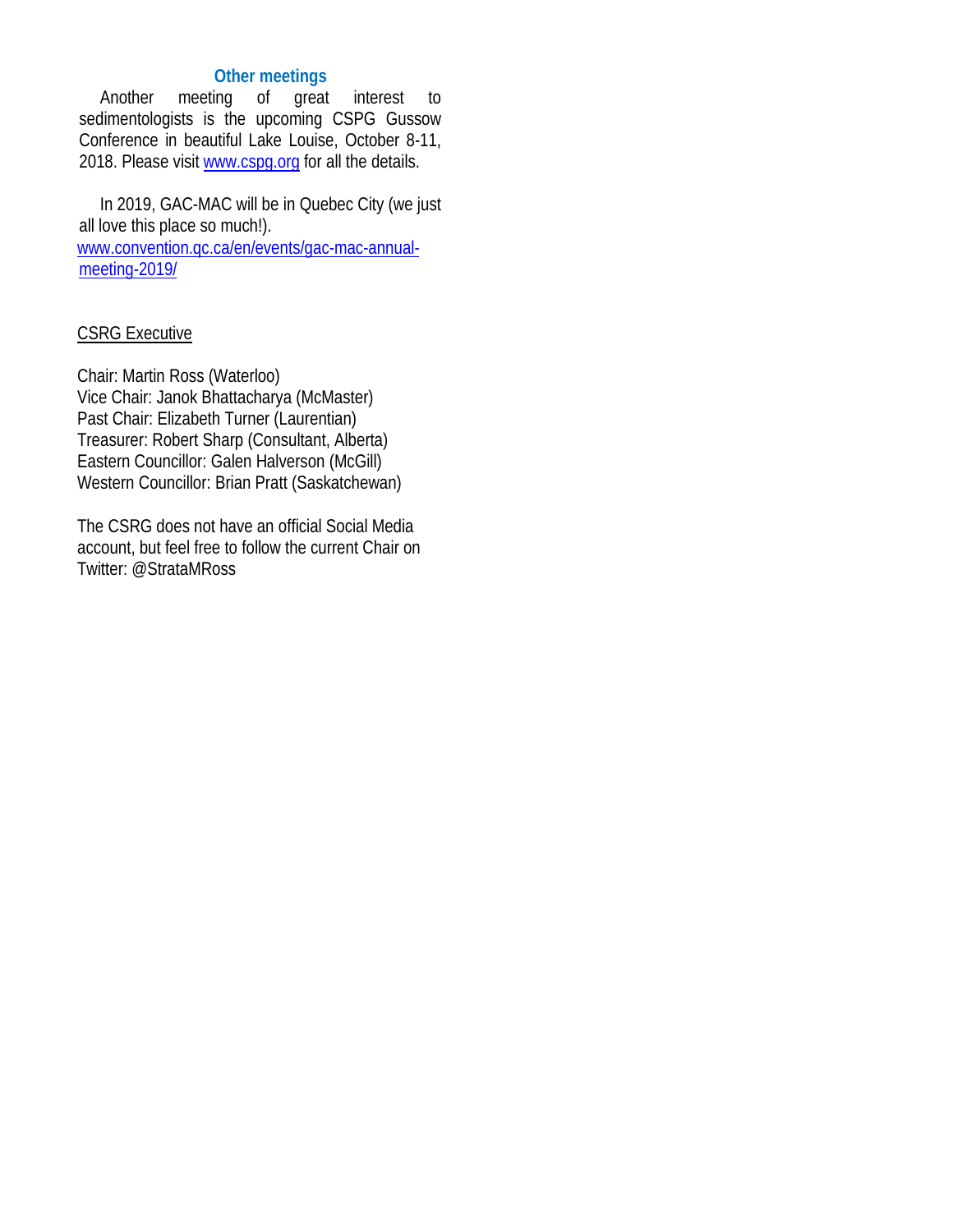## Other meetings

Another meeting of great interest to sedimentologists is the upcoming CSPG Gussow Conference in beautiful Lake Louise, October 8-11, 2018. Please visit www.cspg.org for all the details.

In 2019, GAC-MAC will be in Quebec City (we just all love this place so much!). www.convention.qc.ca/en/events/gac-mac-annual-meeting-2019/

CSRG Executive

Chair: Martin Ross (Waterloo)
Vice Chair: Janok Bhattacharya (McMaster)
Past Chair: Elizabeth Turner (Laurentian)
Treasurer: Robert Sharp (Consultant, Alberta)
Eastern Councillor: Galen Halverson (McGill)
Western Councillor: Brian Pratt (Saskatchewan)

The CSRG does not have an official Social Media account, but feel free to follow the current Chair on Twitter: @StrataMRoss